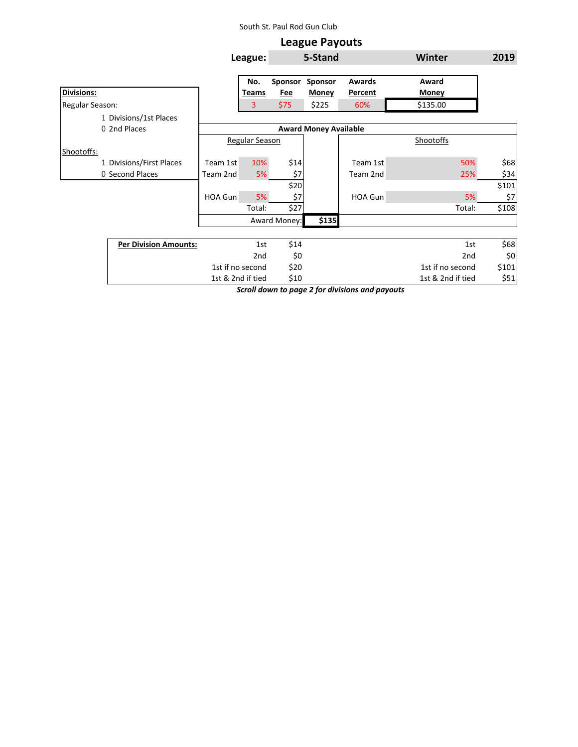South St. Paul Rod Gun Club

# League Payouts

**League:** 5-Stand | Winter | 2019

| No. Teams | Sponsor Fee | Sponsor Money | Awards Percent | Award Money |
|---|---|---|---|---|
| 3 | $75 | $225 | 60% | $135.00 |

**Divisions:**

Regular Season:
- 1 Divisions/1st Places
- 0 2nd Places

Shootoffs:
- 1 Divisions/First Places
- 0 Second Places

**Award Money Available**

| Regular Season | | | Shootoffs | | |
|---|---|---|---|---|---|
| Team 1st | 10% | $14 | Team 1st | 50% | $68 |
| Team 2nd | 5% | $7 | Team 2nd | 25% | $34 |
| | | $20 | | | $101 |
| HOA Gun | 5% | $7 | HOA Gun | 5% | $7 |
| | Total: | $27 | | Total: | $108 |
| | Award Money: | $135 | | | |

| **Per Division Amounts:** | | | | |
|---|---|---|---|---|
| | 1st | $14 | 1st | $68 |
| | 2nd | $0 | 2nd | $0 |
| | 1st if no second | $20 | 1st if no second | $101 |
| | 1st & 2nd if tied | $10 | 1st & 2nd if tied | $51 |

***Scroll down to page 2 for divisions and payouts***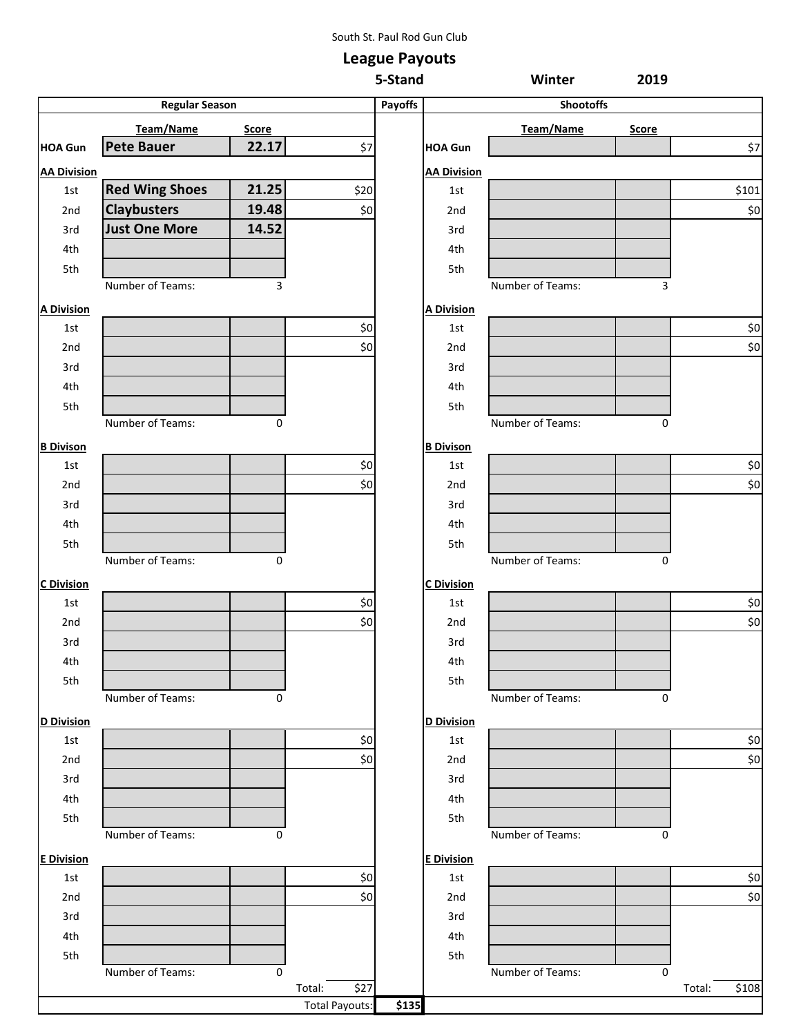South St. Paul Rod Gun Club

# League Payouts

**5-Stand** **Winter** **2019**

| Regular Season | | | | Payoffs | Shootoffs | | | |
|---|---|---|---|---|---|---|---|---|
| | **Team/Name** | **Score** | | | | **Team/Name** | **Score** | |
| **HOA Gun** | **Pete Bauer** | **22.17** | $7 | | **HOA Gun** | | | $7 |
| **AA Division** | | | | | **AA Division** | | | |
| 1st | **Red Wing Shoes** | **21.25** | $20 | | 1st | | | $101 |
| 2nd | **Claybusters** | **19.48** | $0 | | 2nd | | | $0 |
| 3rd | **Just One More** | **14.52** | | | 3rd | | | |
| 4th | | | | | 4th | | | |
| 5th | | | | | 5th | | | |
| | Number of Teams: | 3 | | | | Number of Teams: | 3 | |
| **A Division** | | | | | **A Division** | | | |
| 1st | | | $0 | | 1st | | | $0 |
| 2nd | | | $0 | | 2nd | | | $0 |
| 3rd | | | | | 3rd | | | |
| 4th | | | | | 4th | | | |
| 5th | | | | | 5th | | | |
| | Number of Teams: | 0 | | | | Number of Teams: | 0 | |
| **B Divison** | | | | | **B Divison** | | | |
| 1st | | | $0 | | 1st | | | $0 |
| 2nd | | | $0 | | 2nd | | | $0 |
| 3rd | | | | | 3rd | | | |
| 4th | | | | | 4th | | | |
| 5th | | | | | 5th | | | |
| | Number of Teams: | 0 | | | | Number of Teams: | 0 | |
| **C Division** | | | | | **C Division** | | | |
| 1st | | | $0 | | 1st | | | $0 |
| 2nd | | | $0 | | 2nd | | | $0 |
| 3rd | | | | | 3rd | | | |
| 4th | | | | | 4th | | | |
| 5th | | | | | 5th | | | |
| | Number of Teams: | 0 | | | | Number of Teams: | 0 | |
| **D Division** | | | | | **D Division** | | | |
| 1st | | | $0 | | 1st | | | $0 |
| 2nd | | | $0 | | 2nd | | | $0 |
| 3rd | | | | | 3rd | | | |
| 4th | | | | | 4th | | | |
| 5th | | | | | 5th | | | |
| | Number of Teams: | 0 | | | | Number of Teams: | 0 | |
| **E Division** | | | | | **E Division** | | | |
| 1st | | | $0 | | 1st | | | $0 |
| 2nd | | | $0 | | 2nd | | | $0 |
| 3rd | | | | | 3rd | | | |
| 4th | | | | | 4th | | | |
| 5th | | | | | 5th | | | |
| | Number of Teams: | 0 | | | | Number of Teams: | 0 | |
| | | Total: | $27 | | | | Total: | $108 |
| | | | Total Payouts: | **$135** | | | | |